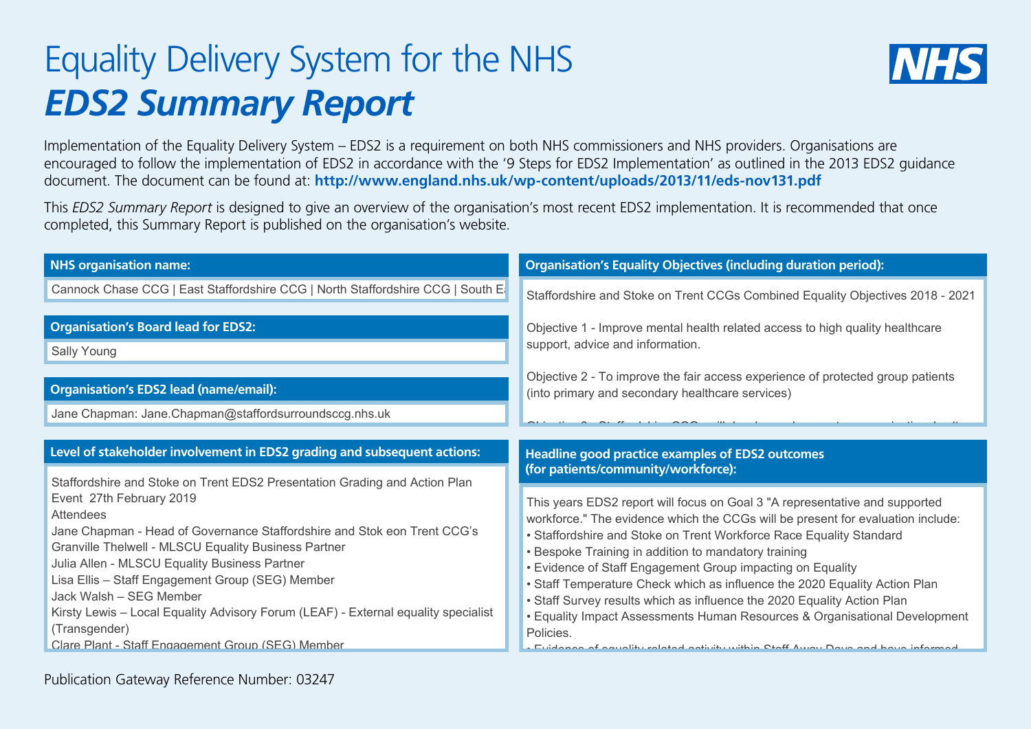# Equality Delivery System for the NHS

## *EDS2 Summary Report*

Implementation of the Equality Delivery System – EDS2 is a requirement on both NHS commissioners and NHS providers. Organisations are encouraged to follow the implementation of EDS2 in accordance with the '9 Steps for EDS2 Implementation' as outlined in the 2013 EDS2 guidance document. The document can be found at: **http://www.england.nhs.uk/wp-content/uploads/2013/11/eds-nov131.pdf**

This *EDS2 Summary Report* is designed to give an overview of the organisation's most recent EDS2 implementation. It is recommended that once completed, this Summary Report is published on the organisation's website.

### NHS organisation name:

Cannock Chase CCG | East Staffordshire CCG | North Staffordshire CCG | South E

### Organisation's Board lead for EDS2:

Sally Young

### Organisation's EDS2 lead (name/email):

Jane Chapman: Jane.Chapman@staffordsurroundsccg.nhs.uk

### Level of stakeholder involvement in EDS2 grading and subsequent actions:

Staffordshire and Stoke on Trent EDS2 Presentation Grading and Action Plan Event 27th February 2019

Attendees

Jane Chapman - Head of Governance Staffordshire and Stok eon Trent CCG's

Granville Thelwell - MLSCU Equality Business Partner

Julia Allen - MLSCU Equality Business Partner

Lisa Ellis – Staff Engagement Group (SEG) Member

Jack Walsh – SEG Member

Kirsty Lewis – Local Equality Advisory Forum (LEAF) - External equality specialist (Transgender)

Clare Plant - Staff Engagement Group (SEG) Member

### Organisation's Equality Objectives (including duration period):

Staffordshire and Stoke on Trent CCGs Combined Equality Objectives 2018 - 2021

Objective 1 - Improve mental health related access to high quality healthcare support, advice and information.

Objective 2 - To improve the fair access experience of protected group patients (into primary and secondary healthcare services)

### Headline good practice examples of EDS2 outcomes (for patients/community/workforce):

This years EDS2 report will focus on Goal 3 "A representative and supported workforce." The evidence which the CCGs will be present for evaluation include:

- Staffordshire and Stoke on Trent Workforce Race Equality Standard
- Bespoke Training in addition to mandatory training
- Evidence of Staff Engagement Group impacting on Equality
- Staff Temperature Check which as influence the 2020 Equality Action Plan
- Staff Survey results which as influence the 2020 Equality Action Plan
- Equality Impact Assessments Human Resources & Organisational Development Policies.

Publication Gateway Reference Number: 03247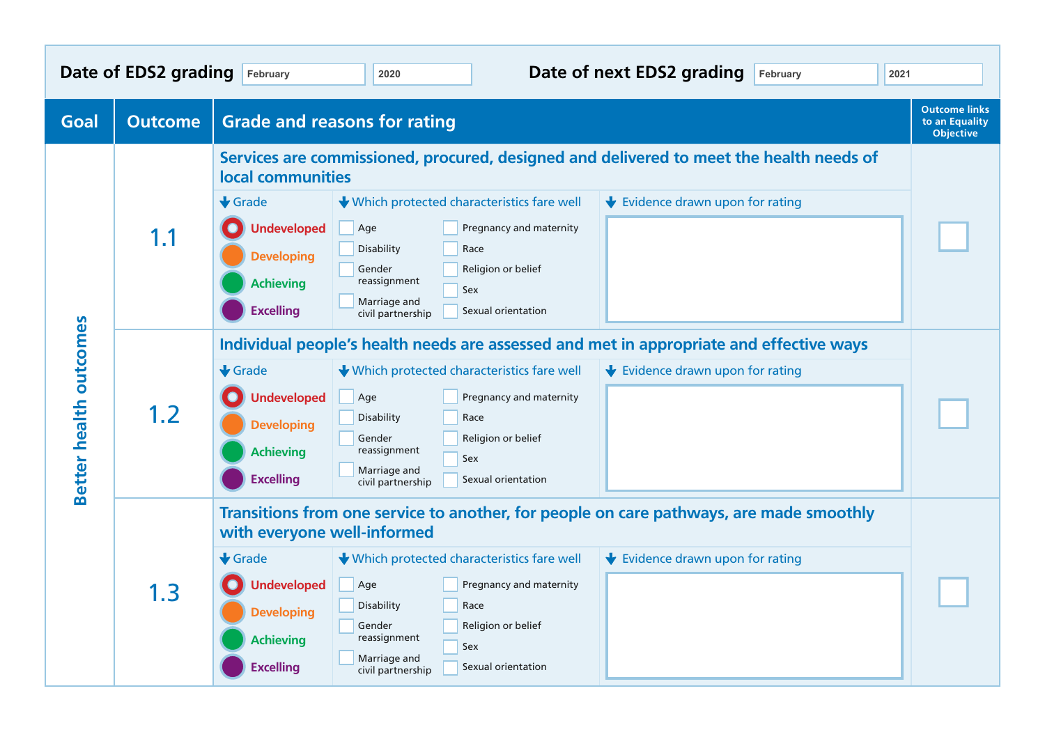**Date of EDS2 grading:** February 2020

**Date of next EDS2 grading:** February 2021

| Goal | Outcome | Grade and reasons for rating | Outcome links to an Equality Objective |
|---|---|---|---|
| Better health outcomes | 1.1 | **Services are commissioned, procured, designed and delivered to meet the health needs of local communities**<br><br>Grade: Undeveloped / Developing / Achieving / Excelling<br><br>Which protected characteristics fare well: ☐ Age ☐ Disability ☐ Gender reassignment ☐ Marriage and civil partnership ☐ Pregnancy and maternity ☐ Race ☐ Religion or belief ☐ Sex ☐ Sexual orientation<br><br>Evidence drawn upon for rating: | ☐ |
| | 1.2 | **Individual people's health needs are assessed and met in appropriate and effective ways**<br><br>Grade: Undeveloped / Developing / Achieving / Excelling<br><br>Which protected characteristics fare well: ☐ Age ☐ Disability ☐ Gender reassignment ☐ Marriage and civil partnership ☐ Pregnancy and maternity ☐ Race ☐ Religion or belief ☐ Sex ☐ Sexual orientation<br><br>Evidence drawn upon for rating: | ☐ |
| | 1.3 | **Transitions from one service to another, for people on care pathways, are made smoothly with everyone well-informed**<br><br>Grade: Undeveloped / Developing / Achieving / Excelling<br><br>Which protected characteristics fare well: ☐ Age ☐ Disability ☐ Gender reassignment ☐ Marriage and civil partnership ☐ Pregnancy and maternity ☐ Race ☐ Religion or belief ☐ Sex ☐ Sexual orientation<br><br>Evidence drawn upon for rating: | ☐ |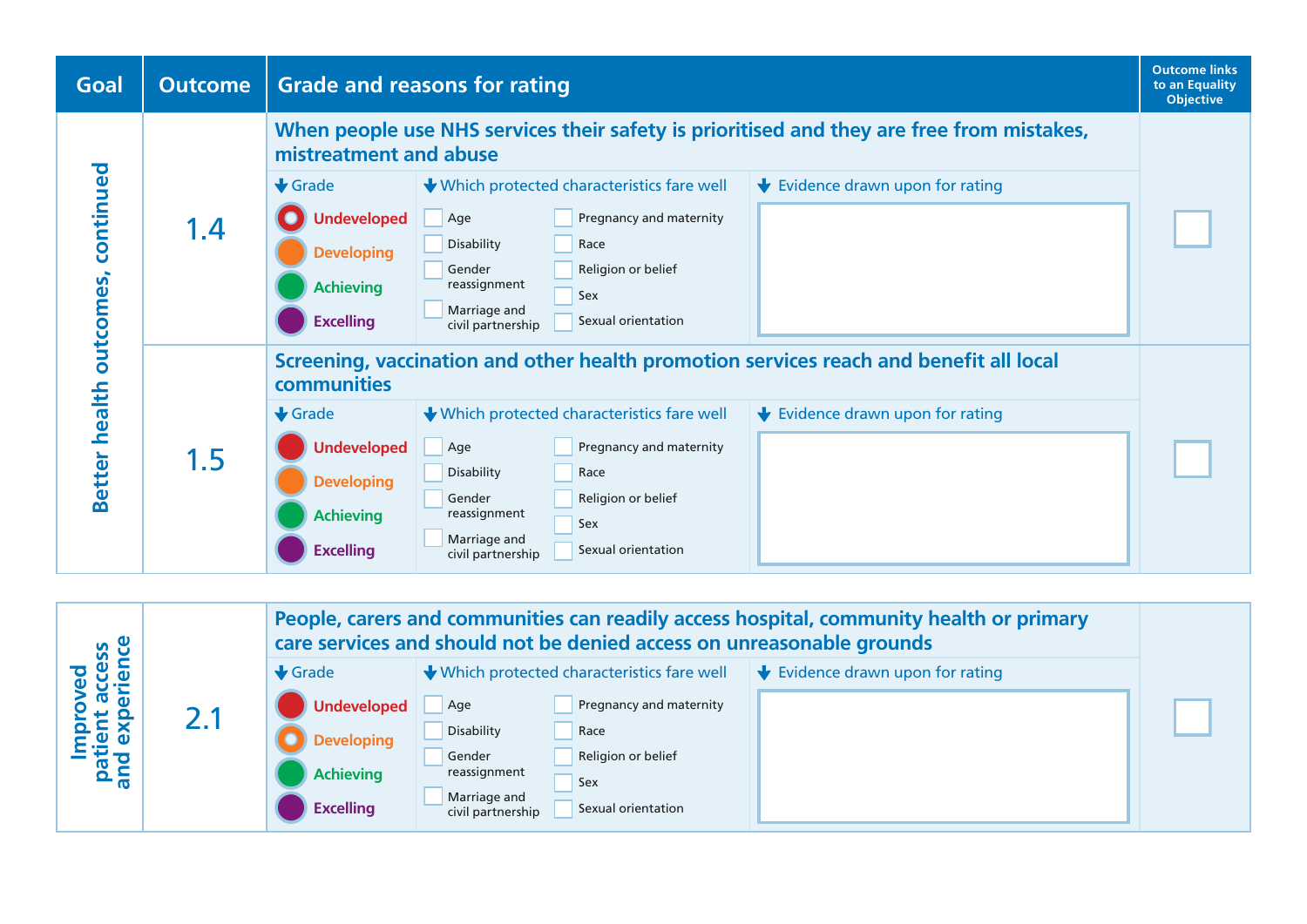| Goal | Outcome | Grade and reasons for rating | Outcome links to an Equality Objective |
|---|---|---|---|
| Better health outcomes, continued | 1.4 | **When people use NHS services their safety is prioritised and they are free from mistakes, mistreatment and abuse**<br>Grade: Undeveloped / Developing / Achieving / Excelling<br>Which protected characteristics fare well: ☐ Age ☐ Disability ☐ Gender reassignment ☐ Marriage and civil partnership ☐ Pregnancy and maternity ☐ Race ☐ Religion or belief ☐ Sex ☐ Sexual orientation<br>Evidence drawn upon for rating: | ☐ |
| | 1.5 | **Screening, vaccination and other health promotion services reach and benefit all local communities**<br>Grade: Undeveloped / Developing / Achieving / Excelling<br>Which protected characteristics fare well: ☐ Age ☐ Disability ☐ Gender reassignment ☐ Marriage and civil partnership ☐ Pregnancy and maternity ☐ Race ☐ Religion or belief ☐ Sex ☐ Sexual orientation<br>Evidence drawn upon for rating: | ☐ |

| Goal | Outcome | Grade and reasons for rating | Outcome links to an Equality Objective |
|---|---|---|---|
| Improved patient access and experience | 2.1 | **People, carers and communities can readily access hospital, community health or primary care services and should not be denied access on unreasonable grounds**<br>Grade: Undeveloped / Developing / Achieving / Excelling<br>Which protected characteristics fare well: ☐ Age ☐ Disability ☐ Gender reassignment ☐ Marriage and civil partnership ☐ Pregnancy and maternity ☐ Race ☐ Religion or belief ☐ Sex ☐ Sexual orientation<br>Evidence drawn upon for rating: | ☐ |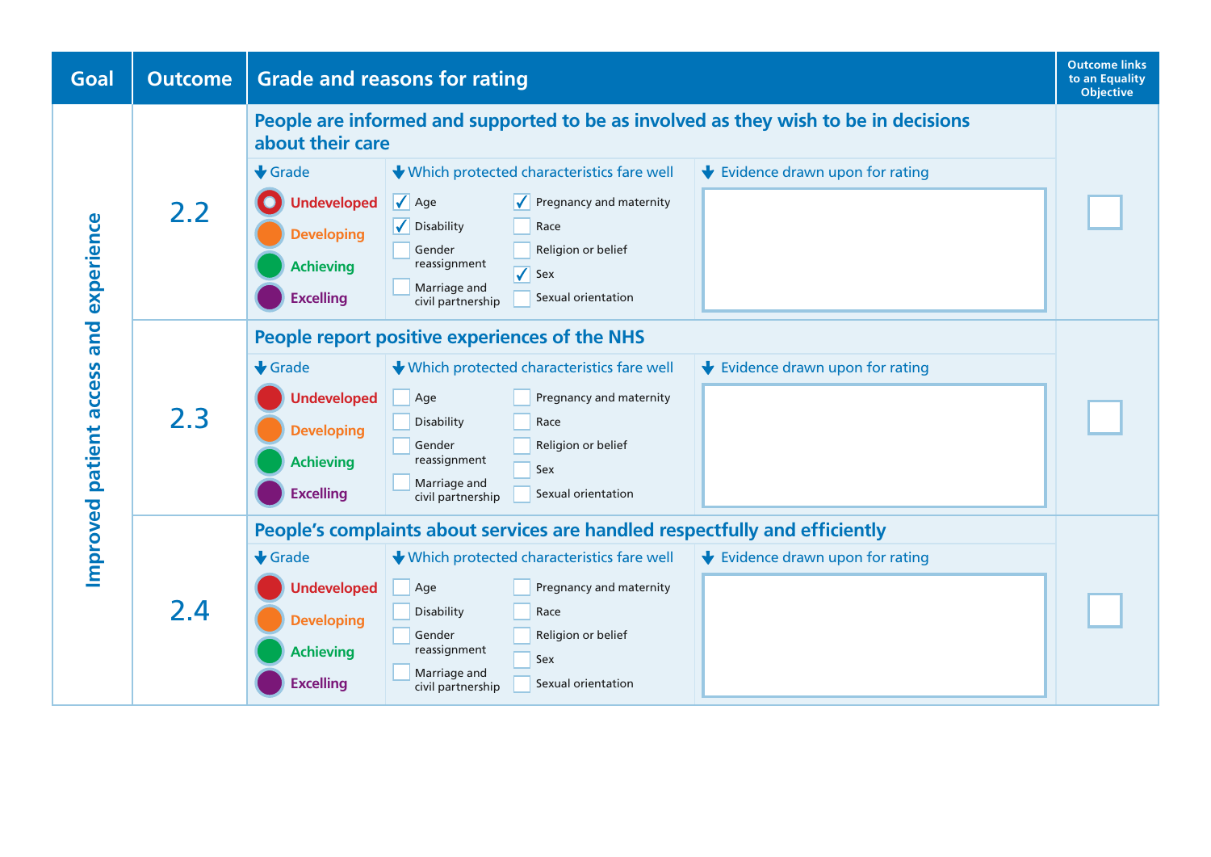| Goal | Outcome | Grade and reasons for rating | | | Outcome links to an Equality Objective |
|---|---|---|---|---|---|
| Improved patient access and experience | 2.2 | **People are informed and supported to be as involved as they wish to be in decisions about their care** | | | |
| | | Grade | Which protected characteristics fare well | Evidence drawn upon for rating | |
| | | ◉ Undeveloped<br>○ Developing<br>○ Achieving<br>○ Excelling | ☑ Age<br>☑ Disability<br>☐ Gender reassignment<br>☐ Marriage and civil partnership<br>☑ Pregnancy and maternity<br>☐ Race<br>☐ Religion or belief<br>☑ Sex<br>☐ Sexual orientation | | ☐ |
| | 2.3 | **People report positive experiences of the NHS** | | | |
| | | Grade | Which protected characteristics fare well | Evidence drawn upon for rating | |
| | | ○ Undeveloped<br>○ Developing<br>○ Achieving<br>○ Excelling | ☐ Age<br>☐ Disability<br>☐ Gender reassignment<br>☐ Marriage and civil partnership<br>☐ Pregnancy and maternity<br>☐ Race<br>☐ Religion or belief<br>☐ Sex<br>☐ Sexual orientation | | ☐ |
| | 2.4 | **People's complaints about services are handled respectfully and efficiently** | | | |
| | | Grade | Which protected characteristics fare well | Evidence drawn upon for rating | |
| | | ○ Undeveloped<br>○ Developing<br>○ Achieving<br>○ Excelling | ☐ Age<br>☐ Disability<br>☐ Gender reassignment<br>☐ Marriage and civil partnership<br>☐ Pregnancy and maternity<br>☐ Race<br>☐ Religion or belief<br>☐ Sex<br>☐ Sexual orientation | | ☐ |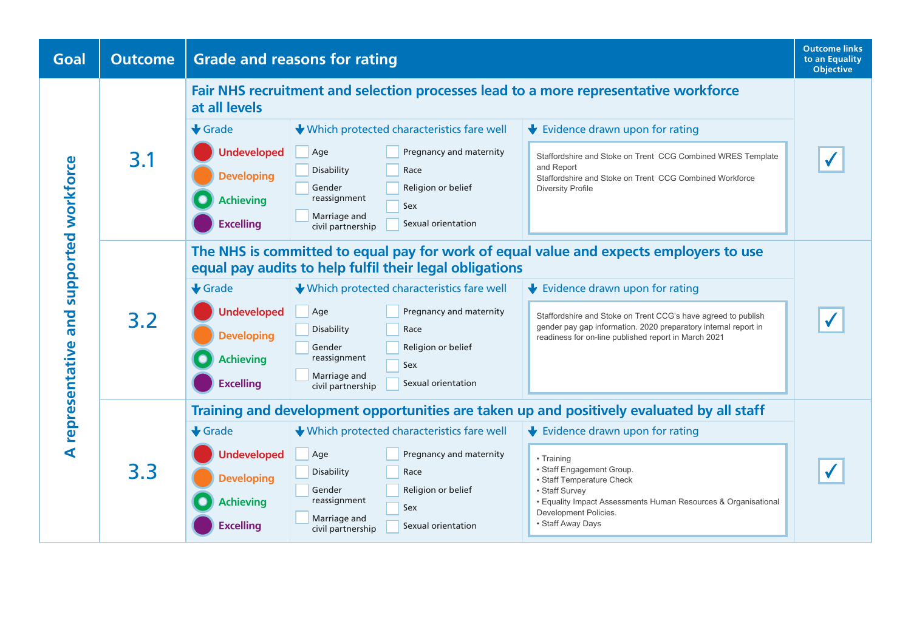| Goal | Outcome | Grade and reasons for rating | | | Outcome links to an Equality Objective |
|---|---|---|---|---|---|
| A representative and supported workforce | 3.1 | **Fair NHS recruitment and selection processes lead to a more representative workforce at all levels** | | | ✓ |
| | | **Grade** | **Which protected characteristics fare well** | **Evidence drawn upon for rating** | |
| | | Undeveloped<br>Developing<br>Achieving (selected)<br>Excelling | ☐ Age<br>☐ Disability<br>☐ Gender reassignment<br>☐ Marriage and civil partnership<br>☐ Pregnancy and maternity<br>☐ Race<br>☐ Religion or belief<br>☐ Sex<br>☐ Sexual orientation | Staffordshire and Stoke on Trent CCG Combined WRES Template and Report<br>Staffordshire and Stoke on Trent CCG Combined Workforce Diversity Profile | |
| | 3.2 | **The NHS is committed to equal pay for work of equal value and expects employers to use equal pay audits to help fulfil their legal obligations** | | | ✓ |
| | | **Grade** | **Which protected characteristics fare well** | **Evidence drawn upon for rating** | |
| | | Undeveloped<br>Developing<br>Achieving (selected)<br>Excelling | ☐ Age<br>☐ Disability<br>☐ Gender reassignment<br>☐ Marriage and civil partnership<br>☐ Pregnancy and maternity<br>☐ Race<br>☐ Religion or belief<br>☐ Sex<br>☐ Sexual orientation | Staffordshire and Stoke on Trent CCG's have agreed to publish gender pay gap information. 2020 preparatory internal report in readiness for on-line published report in March 2021 | |
| | 3.3 | **Training and development opportunities are taken up and positively evaluated by all staff** | | | ✓ |
| | | **Grade** | **Which protected characteristics fare well** | **Evidence drawn upon for rating** | |
| | | Undeveloped<br>Developing<br>Achieving (selected)<br>Excelling | ☐ Age<br>☐ Disability<br>☐ Gender reassignment<br>☐ Marriage and civil partnership<br>☐ Pregnancy and maternity<br>☐ Race<br>☐ Religion or belief<br>☐ Sex<br>☐ Sexual orientation | • Training<br>• Staff Engagement Group.<br>• Staff Temperature Check<br>• Staff Survey<br>• Equality Impact Assessments Human Resources & Organisational Development Policies.<br>• Staff Away Days | |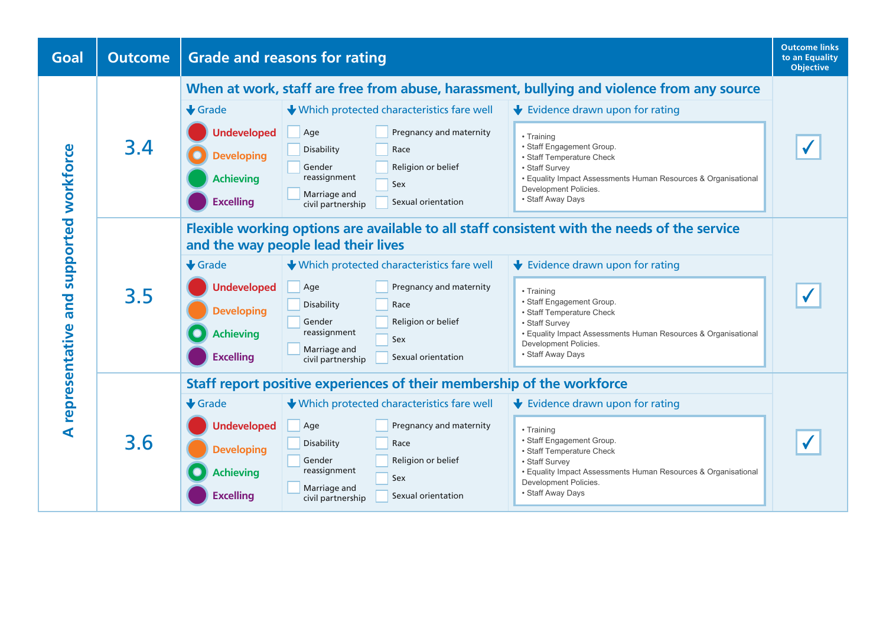| Goal | Outcome | Grade and reasons for rating | | | Outcome links to an Equality Objective |
|---|---|---|---|---|---|
| A representative and supported workforce | 3.4 | **When at work, staff are free from abuse, harassment, bullying and violence from any source** | | | |
| | | **Grade** | **Which protected characteristics fare well** | **Evidence drawn upon for rating** | |
| | | Undeveloped<br>Developing (selected)<br>Achieving<br>Excelling | ☐ Age<br>☐ Disability<br>☐ Gender reassignment<br>☐ Marriage and civil partnership<br>☐ Pregnancy and maternity<br>☐ Race<br>☐ Religion or belief<br>☐ Sex<br>☐ Sexual orientation | • Training<br>• Staff Engagement Group.<br>• Staff Temperature Check<br>• Staff Survey<br>• Equality Impact Assessments Human Resources & Organisational Development Policies.<br>• Staff Away Days | ✓ |
| | 3.5 | **Flexible working options are available to all staff consistent with the needs of the service and the way people lead their lives** | | | |
| | | **Grade** | **Which protected characteristics fare well** | **Evidence drawn upon for rating** | |
| | | Undeveloped<br>Developing<br>Achieving (selected)<br>Excelling | ☐ Age<br>☐ Disability<br>☐ Gender reassignment<br>☐ Marriage and civil partnership<br>☐ Pregnancy and maternity<br>☐ Race<br>☐ Religion or belief<br>☐ Sex<br>☐ Sexual orientation | • Training<br>• Staff Engagement Group.<br>• Staff Temperature Check<br>• Staff Survey<br>• Equality Impact Assessments Human Resources & Organisational Development Policies.<br>• Staff Away Days | ✓ |
| | 3.6 | **Staff report positive experiences of their membership of the workforce** | | | |
| | | **Grade** | **Which protected characteristics fare well** | **Evidence drawn upon for rating** | |
| | | Undeveloped<br>Developing<br>Achieving (selected)<br>Excelling | ☐ Age<br>☐ Disability<br>☐ Gender reassignment<br>☐ Marriage and civil partnership<br>☐ Pregnancy and maternity<br>☐ Race<br>☐ Religion or belief<br>☐ Sex<br>☐ Sexual orientation | • Training<br>• Staff Engagement Group.<br>• Staff Temperature Check<br>• Staff Survey<br>• Equality Impact Assessments Human Resources & Organisational Development Policies.<br>• Staff Away Days | ✓ |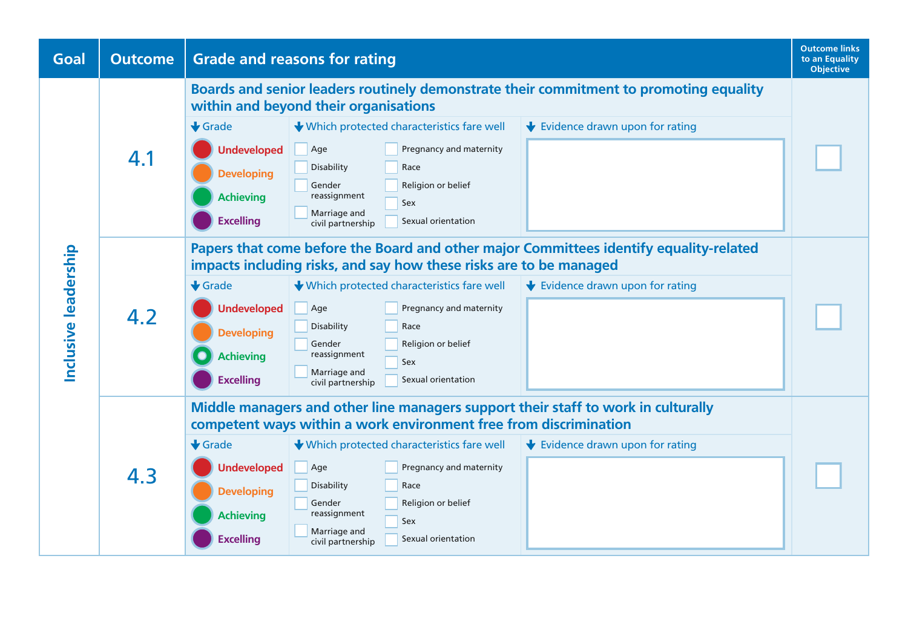| Goal | Outcome | Grade and reasons for rating | | | Outcome links to an Equality Objective |
|---|---|---|---|---|---|
| Inclusive leadership | 4.1 | **Boards and senior leaders routinely demonstrate their commitment to promoting equality within and beyond their organisations** | | | |
| | | Grade | Which protected characteristics fare well | Evidence drawn upon for rating | |
| | | Undeveloped<br>Developing<br>Achieving<br>Excelling | ☐ Age<br>☐ Disability<br>☐ Gender reassignment<br>☐ Marriage and civil partnership<br>☐ Pregnancy and maternity<br>☐ Race<br>☐ Religion or belief<br>☐ Sex<br>☐ Sexual orientation | | ☐ |
| | 4.2 | **Papers that come before the Board and other major Committees identify equality-related impacts including risks, and say how these risks are to be managed** | | | |
| | | Grade | Which protected characteristics fare well | Evidence drawn upon for rating | |
| | | Undeveloped<br>Developing<br>Achieving<br>Excelling | ☐ Age<br>☐ Disability<br>☐ Gender reassignment<br>☐ Marriage and civil partnership<br>☐ Pregnancy and maternity<br>☐ Race<br>☐ Religion or belief<br>☐ Sex<br>☐ Sexual orientation | | ☐ |
| | 4.3 | **Middle managers and other line managers support their staff to work in culturally competent ways within a work environment free from discrimination** | | | |
| | | Grade | Which protected characteristics fare well | Evidence drawn upon for rating | |
| | | Undeveloped<br>Developing<br>Achieving<br>Excelling | ☐ Age<br>☐ Disability<br>☐ Gender reassignment<br>☐ Marriage and civil partnership<br>☐ Pregnancy and maternity<br>☐ Race<br>☐ Religion or belief<br>☐ Sex<br>☐ Sexual orientation | | ☐ |